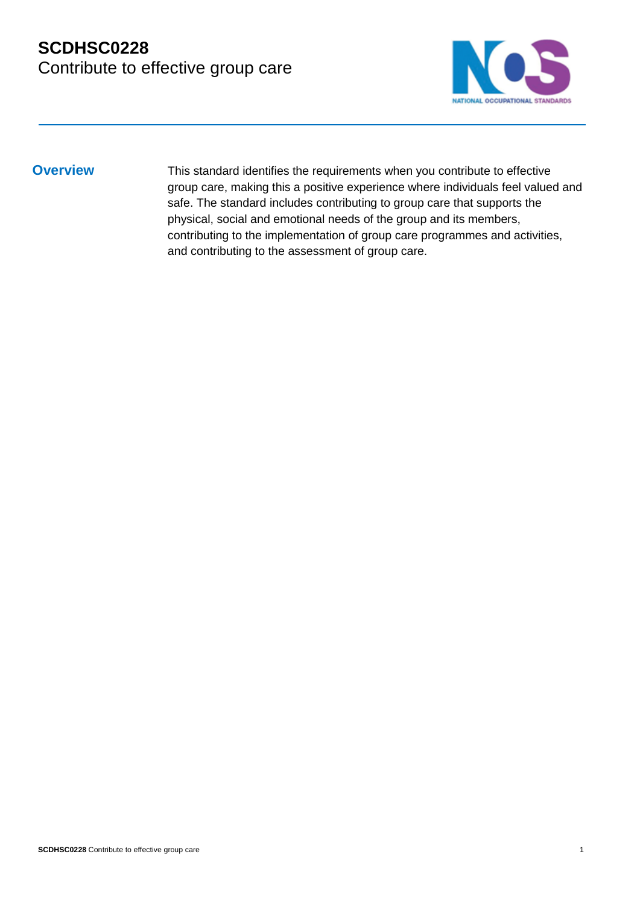# SCDHSC0228
## Contribute to effective group care

### Overview

This standard identifies the requirements when you contribute to effective group care, making this a positive experience where individuals feel valued and safe. The standard includes contributing to group care that supports the physical, social and emotional needs of the group and its members, contributing to the implementation of group care programmes and activities, and contributing to the assessment of group care.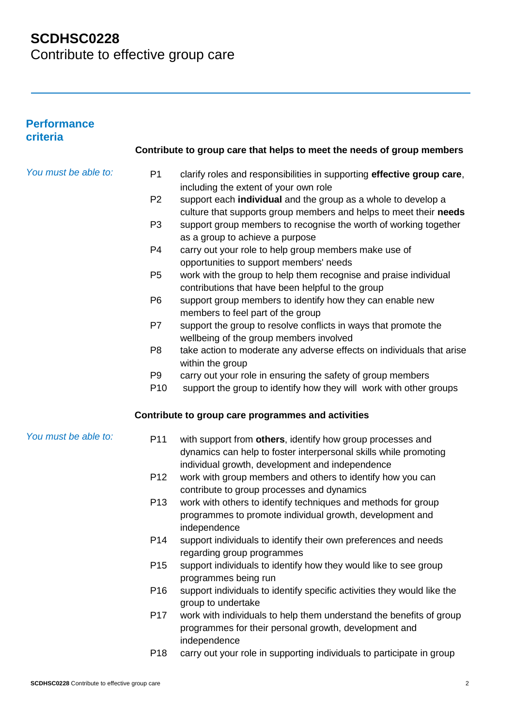# SCDHSC0228
Contribute to effective group care

## Performance criteria

### Contribute to group care that helps to meet the needs of group members

*You must be able to:*

- P1 clarify roles and responsibilities in supporting **effective group care**, including the extent of your own role
- P2 support each **individual** and the group as a whole to develop a culture that supports group members and helps to meet their **needs**
- P3 support group members to recognise the worth of working together as a group to achieve a purpose
- P4 carry out your role to help group members make use of opportunities to support members' needs
- P5 work with the group to help them recognise and praise individual contributions that have been helpful to the group
- P6 support group members to identify how they can enable new members to feel part of the group
- P7 support the group to resolve conflicts in ways that promote the wellbeing of the group members involved
- P8 take action to moderate any adverse effects on individuals that arise within the group
- P9 carry out your role in ensuring the safety of group members
- P10 support the group to identify how they will work with other groups

### Contribute to group care programmes and activities

*You must be able to:*

- P11 with support from **others**, identify how group processes and dynamics can help to foster interpersonal skills while promoting individual growth, development and independence
- P12 work with group members and others to identify how you can contribute to group processes and dynamics
- P13 work with others to identify techniques and methods for group programmes to promote individual growth, development and independence
- P14 support individuals to identify their own preferences and needs regarding group programmes
- P15 support individuals to identify how they would like to see group programmes being run
- P16 support individuals to identify specific activities they would like the group to undertake
- P17 work with individuals to help them understand the benefits of group programmes for their personal growth, development and independence
- P18 carry out your role in supporting individuals to participate in group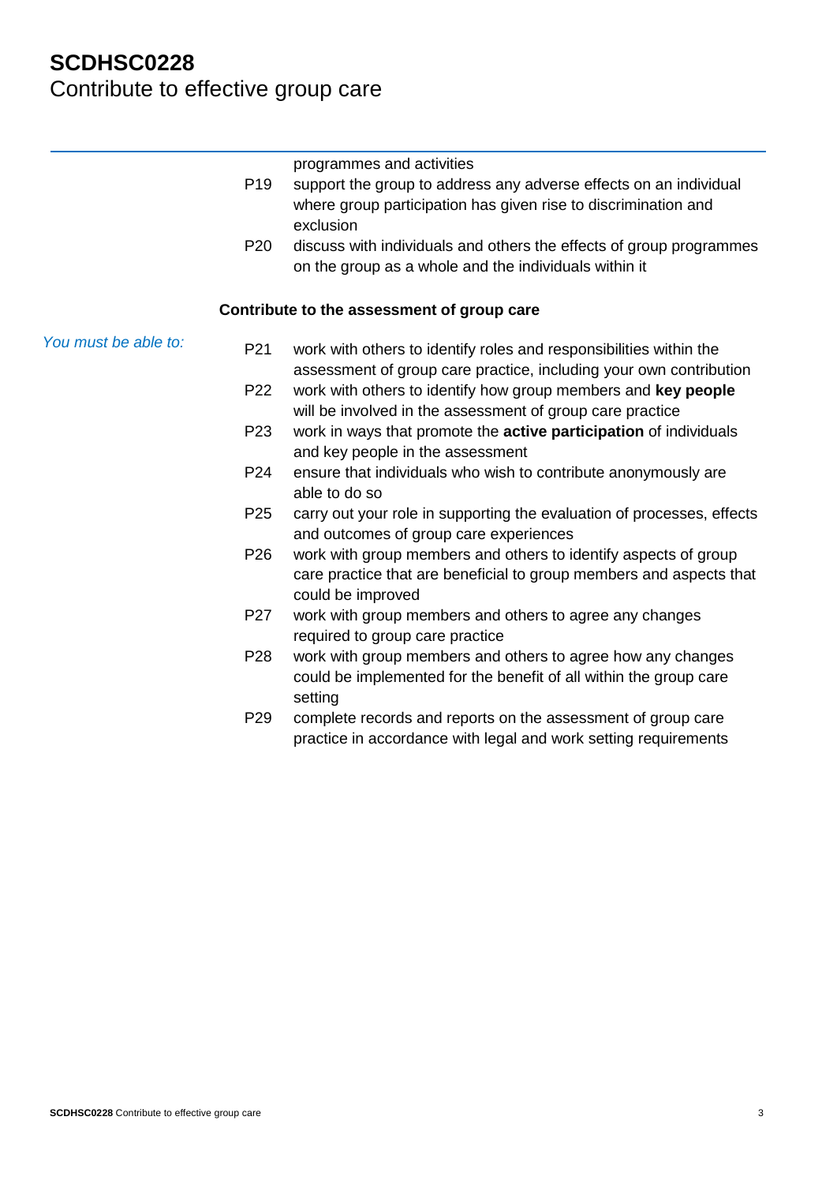programmes and activities

P19 support the group to address any adverse effects on an individual where group participation has given rise to discrimination and exclusion

P20 discuss with individuals and others the effects of group programmes on the group as a whole and the individuals within it

**Contribute to the assessment of group care**

*You must be able to:*

P21 work with others to identify roles and responsibilities within the assessment of group care practice, including your own contribution

P22 work with others to identify how group members and **key people** will be involved in the assessment of group care practice

P23 work in ways that promote the **active participation** of individuals and key people in the assessment

P24 ensure that individuals who wish to contribute anonymously are able to do so

P25 carry out your role in supporting the evaluation of processes, effects and outcomes of group care experiences

P26 work with group members and others to identify aspects of group care practice that are beneficial to group members and aspects that could be improved

P27 work with group members and others to agree any changes required to group care practice

P28 work with group members and others to agree how any changes could be implemented for the benefit of all within the group care setting

P29 complete records and reports on the assessment of group care practice in accordance with legal and work setting requirements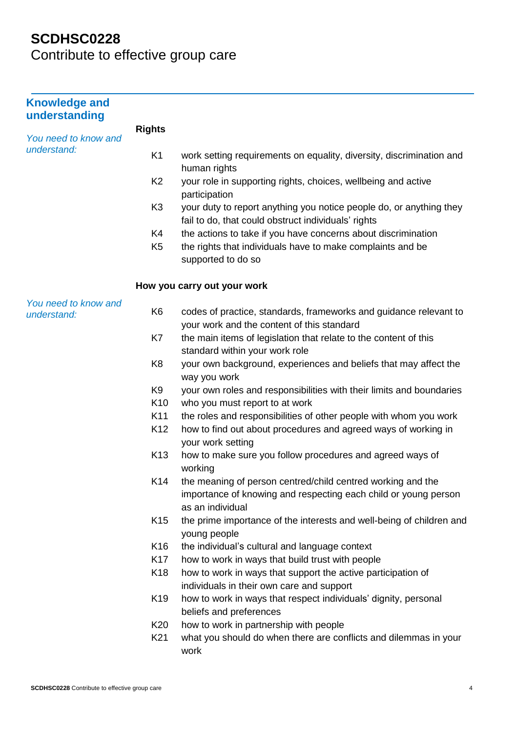# SCDHSC0228
Contribute to effective group care

## Knowledge and understanding

*You need to know and understand:*

**Rights**

- K1 work setting requirements on equality, diversity, discrimination and human rights
- K2 your role in supporting rights, choices, wellbeing and active participation
- K3 your duty to report anything you notice people do, or anything they fail to do, that could obstruct individuals' rights
- K4 the actions to take if you have concerns about discrimination
- K5 the rights that individuals have to make complaints and be supported to do so

**How you carry out your work**

*You need to know and understand:*

- K6 codes of practice, standards, frameworks and guidance relevant to your work and the content of this standard
- K7 the main items of legislation that relate to the content of this standard within your work role
- K8 your own background, experiences and beliefs that may affect the way you work
- K9 your own roles and responsibilities with their limits and boundaries
- K10 who you must report to at work
- K11 the roles and responsibilities of other people with whom you work
- K12 how to find out about procedures and agreed ways of working in your work setting
- K13 how to make sure you follow procedures and agreed ways of working
- K14 the meaning of person centred/child centred working and the importance of knowing and respecting each child or young person as an individual
- K15 the prime importance of the interests and well-being of children and young people
- K16 the individual's cultural and language context
- K17 how to work in ways that build trust with people
- K18 how to work in ways that support the active participation of individuals in their own care and support
- K19 how to work in ways that respect individuals' dignity, personal beliefs and preferences
- K20 how to work in partnership with people
- K21 what you should do when there are conflicts and dilemmas in your work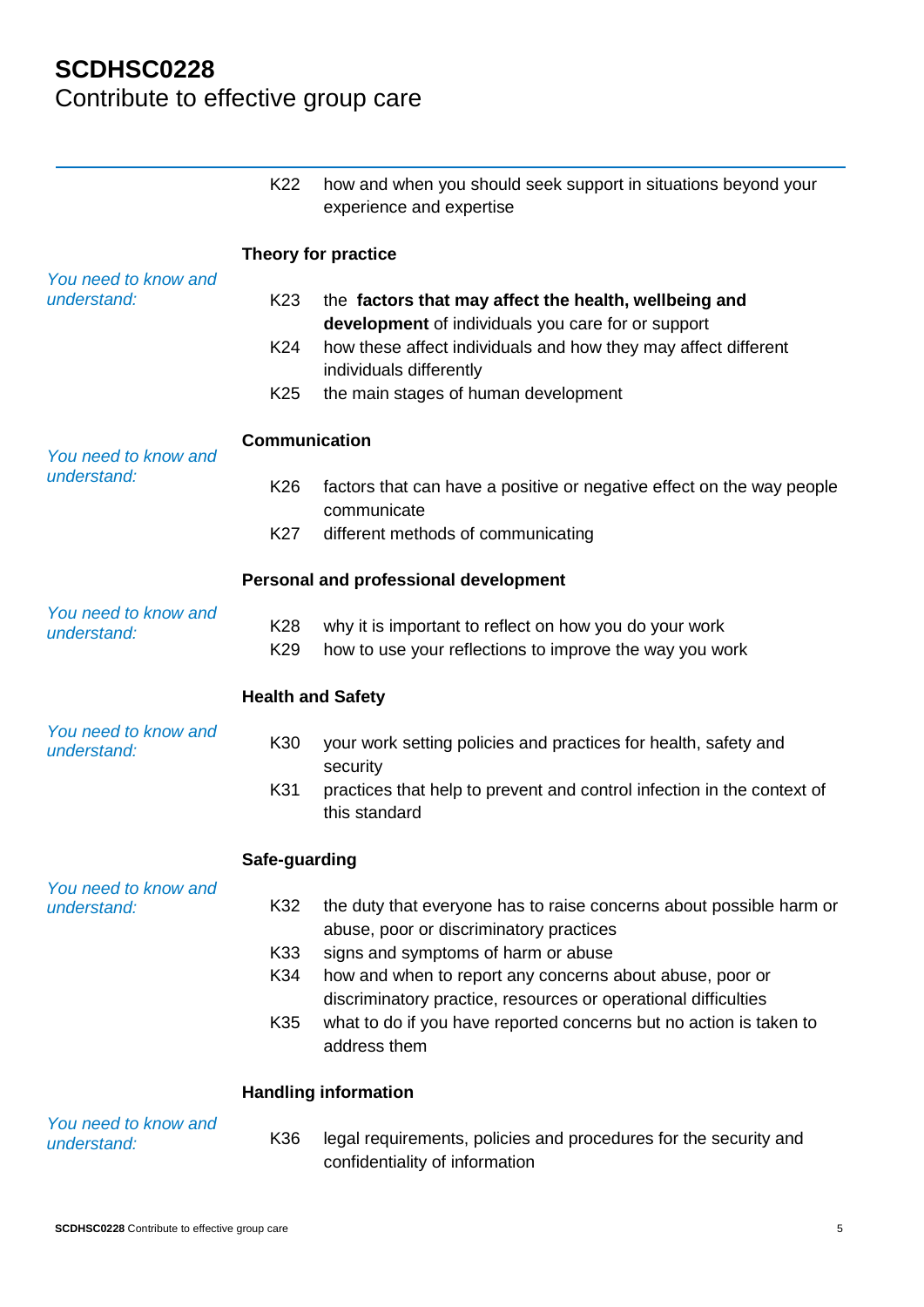# SCDHSC0228
Contribute to effective group care

K22 how and when you should seek support in situations beyond your experience and expertise

### Theory for practice

*You need to know and understand:*

K23 the **factors that may affect the health, wellbeing and development** of individuals you care for or support

K24 how these affect individuals and how they may affect different individuals differently

K25 the main stages of human development

### Communication

*You need to know and understand:*

K26 factors that can have a positive or negative effect on the way people communicate

K27 different methods of communicating

### Personal and professional development

*You need to know and understand:*

K28 why it is important to reflect on how you do your work

K29 how to use your reflections to improve the way you work

### Health and Safety

*You need to know and understand:*

K30 your work setting policies and practices for health, safety and security

K31 practices that help to prevent and control infection in the context of this standard

### Safe-guarding

*You need to know and understand:*

K32 the duty that everyone has to raise concerns about possible harm or abuse, poor or discriminatory practices

K33 signs and symptoms of harm or abuse

K34 how and when to report any concerns about abuse, poor or discriminatory practice, resources or operational difficulties

K35 what to do if you have reported concerns but no action is taken to address them

### Handling information

*You need to know and understand:*

K36 legal requirements, policies and procedures for the security and confidentiality of information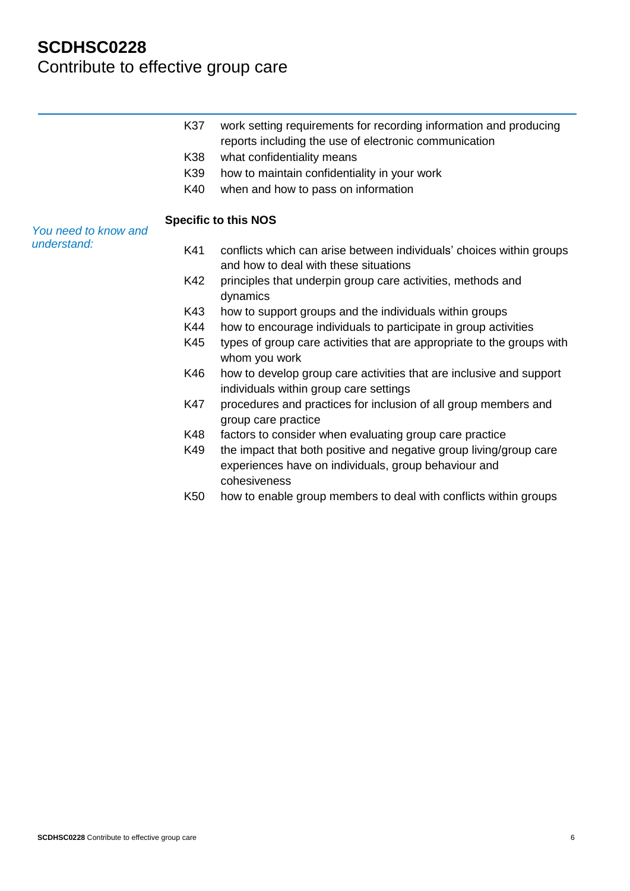| | | |
|---|---|---|
| | K37 | work setting requirements for recording information and producing reports including the use of electronic communication |
| | K38 | what confidentiality means |
| | K39 | how to maintain confidentiality in your work |
| | K40 | when and how to pass on information |
| | **Specific to this NOS** | |
| *You need to know and understand:* | K41 | conflicts which can arise between individuals' choices within groups and how to deal with these situations |
| | K42 | principles that underpin group care activities, methods and dynamics |
| | K43 | how to support groups and the individuals within groups |
| | K44 | how to encourage individuals to participate in group activities |
| | K45 | types of group care activities that are appropriate to the groups with whom you work |
| | K46 | how to develop group care activities that are inclusive and support individuals within group care settings |
| | K47 | procedures and practices for inclusion of all group members and group care practice |
| | K48 | factors to consider when evaluating group care practice |
| | K49 | the impact that both positive and negative group living/group care experiences have on individuals, group behaviour and cohesiveness |
| | K50 | how to enable group members to deal with conflicts within groups |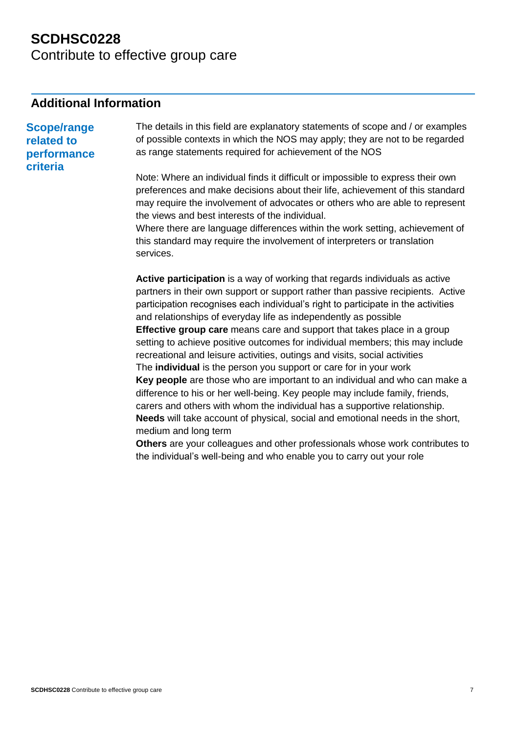# SCDHSC0228
Contribute to effective group care

## Additional Information

### Scope/range related to performance criteria

The details in this field are explanatory statements of scope and / or examples of possible contexts in which the NOS may apply; they are not to be regarded as range statements required for achievement of the NOS

Note: Where an individual finds it difficult or impossible to express their own preferences and make decisions about their life, achievement of this standard may require the involvement of advocates or others who are able to represent the views and best interests of the individual.
Where there are language differences within the work setting, achievement of this standard may require the involvement of interpreters or translation services.

**Active participation** is a way of working that regards individuals as active partners in their own support or support rather than passive recipients. Active participation recognises each individual's right to participate in the activities and relationships of everyday life as independently as possible
**Effective group care** means care and support that takes place in a group setting to achieve positive outcomes for individual members; this may include recreational and leisure activities, outings and visits, social activities
The **individual** is the person you support or care for in your work
**Key people** are those who are important to an individual and who can make a difference to his or her well-being. Key people may include family, friends, carers and others with whom the individual has a supportive relationship.
**Needs** will take account of physical, social and emotional needs in the short, medium and long term
**Others** are your colleagues and other professionals whose work contributes to the individual's well-being and who enable you to carry out your role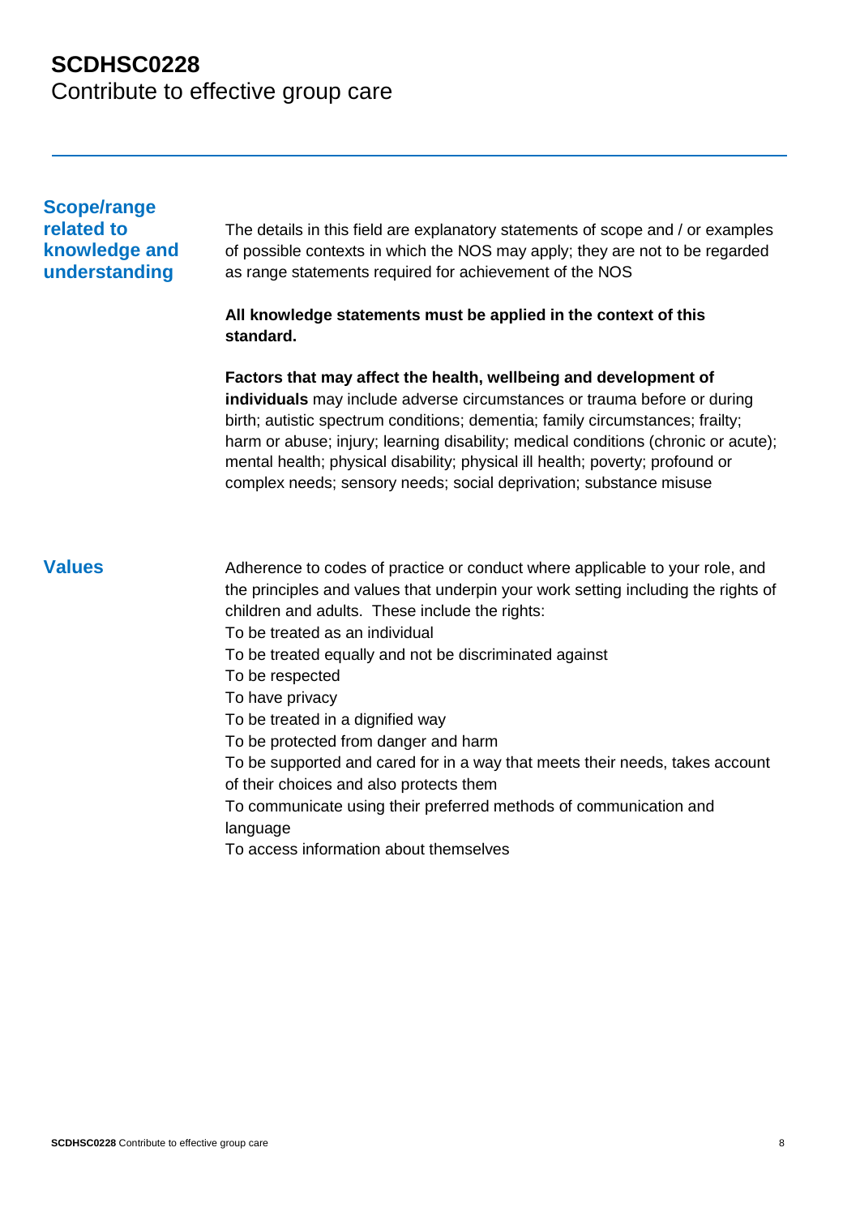# SCDHSC0228
Contribute to effective group care

## Scope/range related to knowledge and understanding

The details in this field are explanatory statements of scope and / or examples of possible contexts in which the NOS may apply; they are not to be regarded as range statements required for achievement of the NOS

**All knowledge statements must be applied in the context of this standard.**

**Factors that may affect the health, wellbeing and development of individuals** may include adverse circumstances or trauma before or during birth; autistic spectrum conditions; dementia; family circumstances; frailty; harm or abuse; injury; learning disability; medical conditions (chronic or acute); mental health; physical disability; physical ill health; poverty; profound or complex needs; sensory needs; social deprivation; substance misuse

## Values

Adherence to codes of practice or conduct where applicable to your role, and the principles and values that underpin your work setting including the rights of children and adults. These include the rights:

To be treated as an individual
To be treated equally and not be discriminated against
To be respected
To have privacy
To be treated in a dignified way
To be protected from danger and harm
To be supported and cared for in a way that meets their needs, takes account of their choices and also protects them
To communicate using their preferred methods of communication and language
To access information about themselves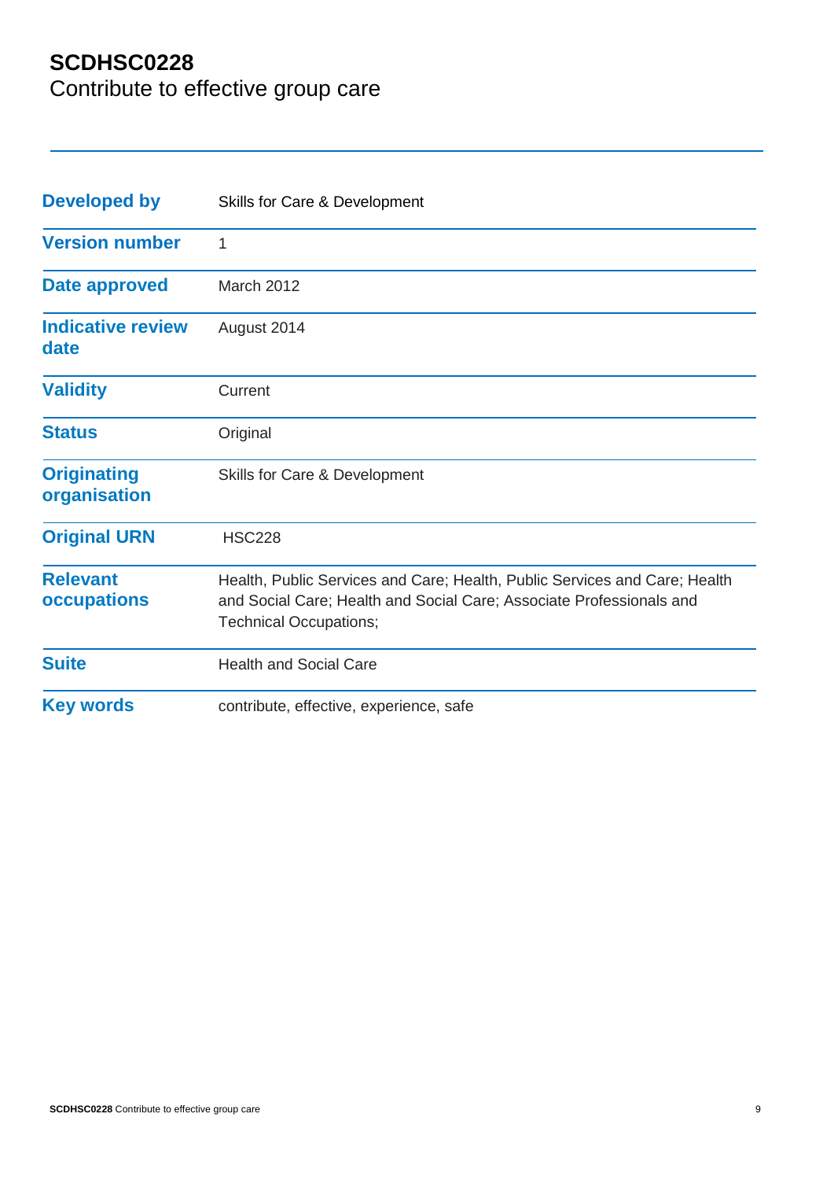# SCDHSC0228
## Contribute to effective group care

| | |
|---|---|
| **Developed by** | Skills for Care & Development |
| **Version number** | 1 |
| **Date approved** | March 2012 |
| **Indicative review date** | August 2014 |
| **Validity** | Current |
| **Status** | Original |
| **Originating organisation** | Skills for Care & Development |
| **Original URN** | HSC228 |
| **Relevant occupations** | Health, Public Services and Care; Health, Public Services and Care; Health and Social Care; Health and Social Care; Associate Professionals and Technical Occupations; |
| **Suite** | Health and Social Care |
| **Key words** | contribute, effective, experience, safe |